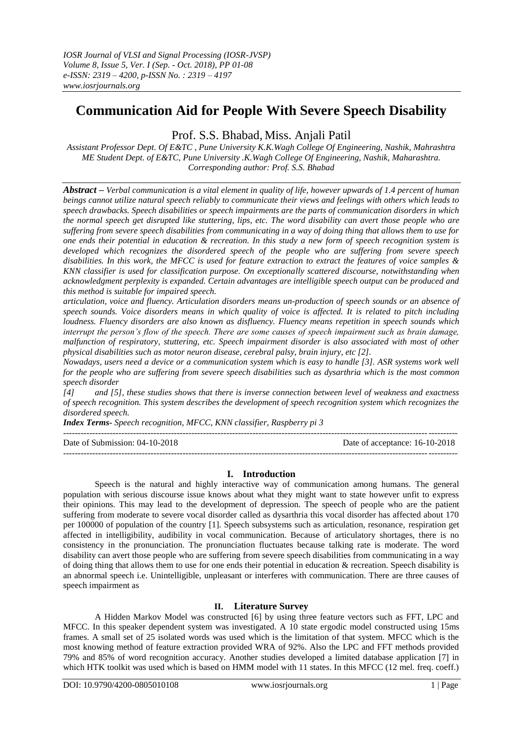# Communication Aid for People With Severe Speech Disability

Prof. S.S. Bhabad, Miss. Anjali Patil

*Assistant Professor Dept. Of E&TC , Pune University K.K.Wagh College Of Engineering, Nashik, Mahrashtra*
*ME Student Dept. of E&TC, Pune University .K.Wagh College Of Engineering, Nashik, Maharashtra.*
*Corresponding author: Prof. S.S. Bhabad*

***Abstract –*** *Verbal communication is a vital element in quality of life, however upwards of 1.4 percent of human beings cannot utilize natural speech reliably to communicate their views and feelings with others which leads to speech drawbacks. Speech disabilities or speech impairments are the parts of communication disorders in which the normal speech get disrupted like stuttering, lips, etc. The word disability can avert those people who are suffering from severe speech disabilities from communicating in a way of doing thing that allows them to use for one ends their potential in education & recreation. In this study a new form of speech recognition system is developed which recognizes the disordered speech of the people who are suffering from severe speech disabilities. In this work, the MFCC is used for feature extraction to extract the features of voice samples & KNN classifier is used for classification purpose. On exceptionally scattered discourse, notwithstanding when acknowledgment perplexity is expanded. Certain advantages are intelligible speech output can be produced and this method is suitable for impaired speech.*

*articulation, voice and fluency. Articulation disorders means un-production of speech sounds or an absence of speech sounds. Voice disorders means in which quality of voice is affected. It is related to pitch including loudness. Fluency disorders are also known as disfluency. Fluency means repetition in speech sounds which interrupt the person's flow of the speech. There are some causes of speech impairment such as brain damage, malfunction of respiratory, stuttering, etc. Speech impairment disorder is also associated with most of other physical disabilities such as motor neuron disease, cerebral palsy, brain injury, etc [2].*

*Nowadays, users need a device or a communication system which is easy to handle [3]. ASR systems work well for the people who are suffering from severe speech disabilities such as dysarthria which is the most common speech disorder*

*[4] and [5], these studies shows that there is inverse connection between level of weakness and exactness of speech recognition. This system describes the development of speech recognition system which recognizes the disordered speech.*

***Index Terms-*** *Speech recognition, MFCC, KNN classifier, Raspberry pi 3*

---

Date of Submission: 04-10-2018 Date of acceptance: 16-10-2018

---

## I. Introduction

Speech is the natural and highly interactive way of communication among humans. The general population with serious discourse issue knows about what they might want to state however unfit to express their opinions. This may lead to the development of depression. The speech of people who are the patient suffering from moderate to severe vocal disorder called as dysarthria this vocal disorder has affected about 170 per 100000 of population of the country [1]. Speech subsystems such as articulation, resonance, respiration get affected in intelligibility, audibility in vocal communication. Because of articulatory shortages, there is no consistency in the pronunciation. The pronunciation fluctuates because talking rate is moderate. The word disability can avert those people who are suffering from severe speech disabilities from communicating in a way of doing thing that allows them to use for one ends their potential in education & recreation. Speech disability is an abnormal speech i.e. Unintelligible, unpleasant or interferes with communication. There are three causes of speech impairment as

## II. Literature Survey

A Hidden Markov Model was constructed [6] by using three feature vectors such as FFT, LPC and MFCC. In this speaker dependent system was investigated. A 10 state ergodic model constructed using 15ms frames. A small set of 25 isolated words was used which is the limitation of that system. MFCC which is the most knowing method of feature extraction provided WRA of 92%. Also the LPC and FFT methods provided 79% and 85% of word recognition accuracy. Another studies developed a limited database application [7] in which HTK toolkit was used which is based on HMM model with 11 states. In this MFCC (12 mel. freq. coeff.)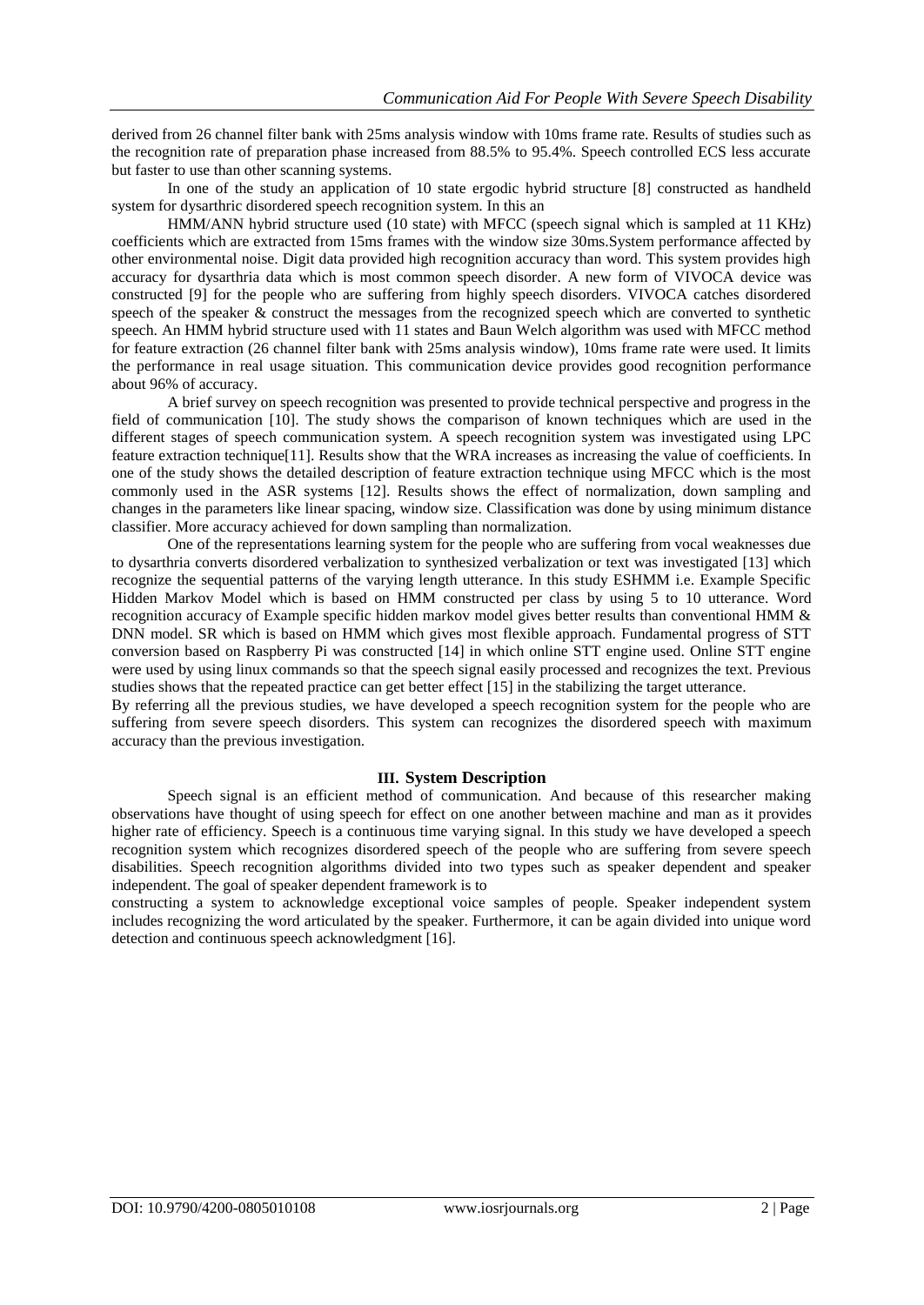derived from 26 channel filter bank with 25ms analysis window with 10ms frame rate. Results of studies such as the recognition rate of preparation phase increased from 88.5% to 95.4%. Speech controlled ECS less accurate but faster to use than other scanning systems.

In one of the study an application of 10 state ergodic hybrid structure [8] constructed as handheld system for dysarthric disordered speech recognition system. In this an

HMM/ANN hybrid structure used (10 state) with MFCC (speech signal which is sampled at 11 KHz) coefficients which are extracted from 15ms frames with the window size 30ms.System performance affected by other environmental noise. Digit data provided high recognition accuracy than word. This system provides high accuracy for dysarthria data which is most common speech disorder. A new form of VIVOCA device was constructed [9] for the people who are suffering from highly speech disorders. VIVOCA catches disordered speech of the speaker & construct the messages from the recognized speech which are converted to synthetic speech. An HMM hybrid structure used with 11 states and Baun Welch algorithm was used with MFCC method for feature extraction (26 channel filter bank with 25ms analysis window), 10ms frame rate were used. It limits the performance in real usage situation. This communication device provides good recognition performance about 96% of accuracy.

A brief survey on speech recognition was presented to provide technical perspective and progress in the field of communication [10]. The study shows the comparison of known techniques which are used in the different stages of speech communication system. A speech recognition system was investigated using LPC feature extraction technique[11]. Results show that the WRA increases as increasing the value of coefficients. In one of the study shows the detailed description of feature extraction technique using MFCC which is the most commonly used in the ASR systems [12]. Results shows the effect of normalization, down sampling and changes in the parameters like linear spacing, window size. Classification was done by using minimum distance classifier. More accuracy achieved for down sampling than normalization.

One of the representations learning system for the people who are suffering from vocal weaknesses due to dysarthria converts disordered verbalization to synthesized verbalization or text was investigated [13] which recognize the sequential patterns of the varying length utterance. In this study ESHMM i.e. Example Specific Hidden Markov Model which is based on HMM constructed per class by using 5 to 10 utterance. Word recognition accuracy of Example specific hidden markov model gives better results than conventional HMM & DNN model. SR which is based on HMM which gives most flexible approach. Fundamental progress of STT conversion based on Raspberry Pi was constructed [14] in which online STT engine used. Online STT engine were used by using linux commands so that the speech signal easily processed and recognizes the text. Previous studies shows that the repeated practice can get better effect [15] in the stabilizing the target utterance.

By referring all the previous studies, we have developed a speech recognition system for the people who are suffering from severe speech disorders. This system can recognizes the disordered speech with maximum accuracy than the previous investigation.

## III. System Description

Speech signal is an efficient method of communication. And because of this researcher making observations have thought of using speech for effect on one another between machine and man as it provides higher rate of efficiency. Speech is a continuous time varying signal. In this study we have developed a speech recognition system which recognizes disordered speech of the people who are suffering from severe speech disabilities. Speech recognition algorithms divided into two types such as speaker dependent and speaker independent. The goal of speaker dependent framework is to

constructing a system to acknowledge exceptional voice samples of people. Speaker independent system includes recognizing the word articulated by the speaker. Furthermore, it can be again divided into unique word detection and continuous speech acknowledgment [16].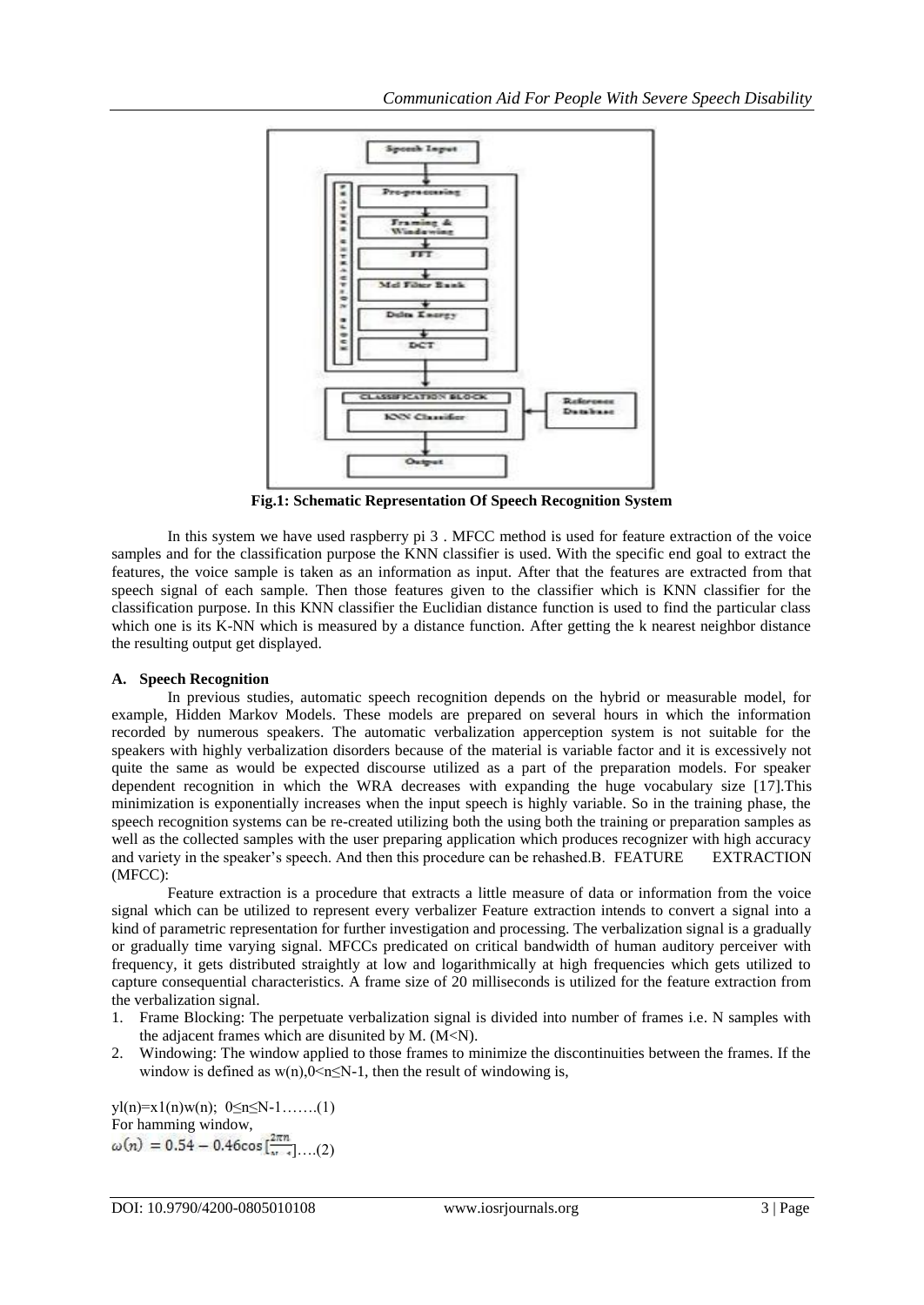Fig.1: Schematic Representation Of Speech Recognition System

In this system we have used raspberry pi 3 . MFCC method is used for feature extraction of the voice samples and for the classification purpose the KNN classifier is used. With the specific end goal to extract the features, the voice sample is taken as an information as input. After that the features are extracted from that speech signal of each sample. Then those features given to the classifier which is KNN classifier for the classification purpose. In this KNN classifier the Euclidian distance function is used to find the particular class which one is its K-NN which is measured by a distance function. After getting the k nearest neighbor distance the resulting output get displayed.

**A. Speech Recognition**

In previous studies, automatic speech recognition depends on the hybrid or measurable model, for example, Hidden Markov Models. These models are prepared on several hours in which the information recorded by numerous speakers. The automatic verbalization apperception system is not suitable for the speakers with highly verbalization disorders because of the material is variable factor and it is excessively not quite the same as would be expected discourse utilized as a part of the preparation models. For speaker dependent recognition in which the WRA decreases with expanding the huge vocabulary size [17].This minimization is exponentially increases when the input speech is highly variable. So in the training phase, the speech recognition systems can be re-created utilizing both the using both the training or preparation samples as well as the collected samples with the user preparing application which produces recognizer with high accuracy and variety in the speaker's speech. And then this procedure can be rehashed.B. FEATURE EXTRACTION (MFCC):

Feature extraction is a procedure that extracts a little measure of data or information from the voice signal which can be utilized to represent every verbalizer Feature extraction intends to convert a signal into a kind of parametric representation for further investigation and processing. The verbalization signal is a gradually or gradually time varying signal. MFCCs predicated on critical bandwidth of human auditory perceiver with frequency, it gets distributed straightly at low and logarithmically at high frequencies which gets utilized to capture consequential characteristics. A frame size of 20 milliseconds is utilized for the feature extraction from the verbalization signal.

1. Frame Blocking: The perpetuate verbalization signal is divided into number of frames i.e. N samples with the adjacent frames which are disunited by M. ($M<N$).
2. Windowing: The window applied to those frames to minimize the discontinuities between the frames. If the window is defined as $w(n), 0<n\leq N-1$, then the result of windowing is,

$yl(n)=x1(n)w(n);\ 0\leq n\leq N-1$…….(1)

For hamming window,

$\omega(n) = 0.54 - 0.46\cos\left[\frac{2\pi n}{N-1}\right]$….(2)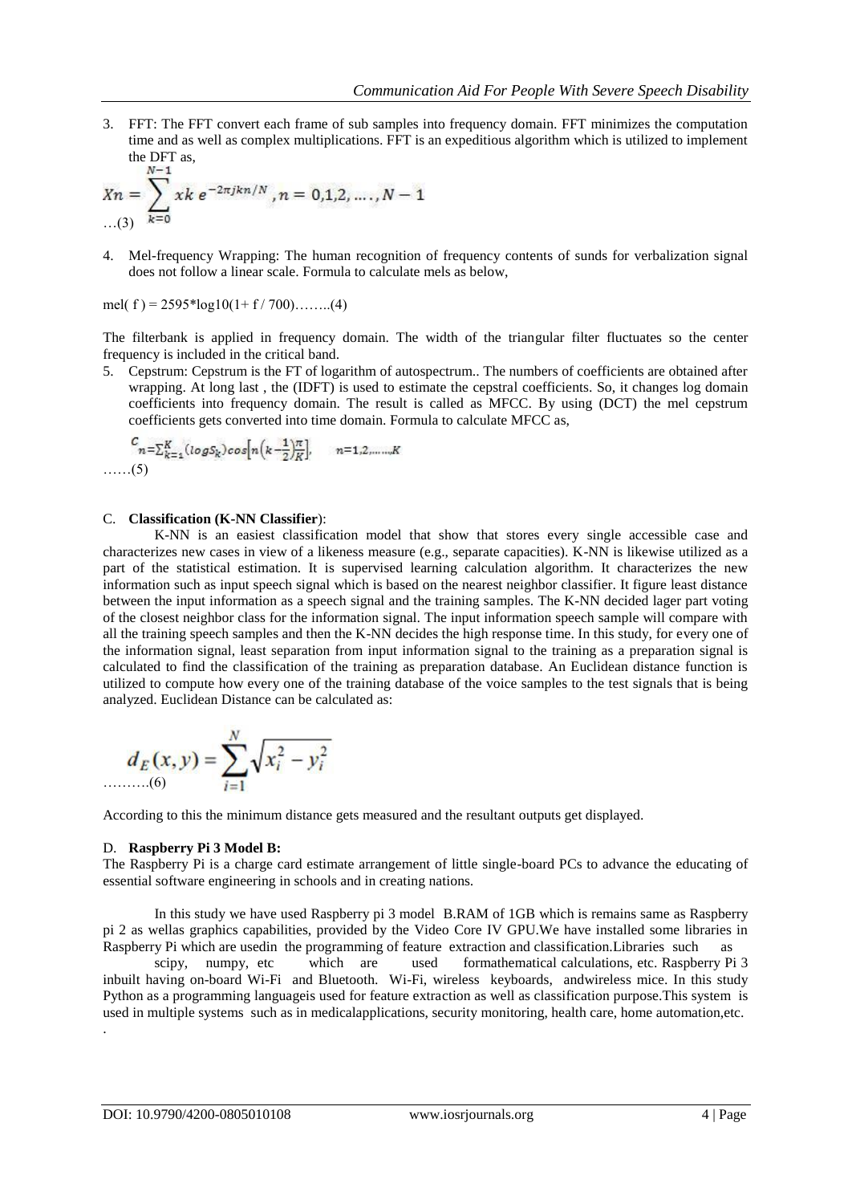3. FFT: The FFT convert each frame of sub samples into frequency domain. FFT minimizes the computation time and as well as complex multiplications. FFT is an expeditious algorithm which is utilized to implement the DFT as,

$$Xn = \sum_{k=0}^{N-1} xk\, e^{-2\pi jkn/N}, n = 0,1,2,\ldots,N-1$$
…(3)

4. Mel-frequency Wrapping: The human recognition of frequency contents of sunds for verbalization signal does not follow a linear scale. Formula to calculate mels as below,

mel( f ) = 2595*log10(1+ f / 700)……..(4)

The filterbank is applied in frequency domain. The width of the triangular filter fluctuates so the center frequency is included in the critical band.

5. Cepstrum: Cepstrum is the FT of logarithm of autospectrum.. The numbers of coefficients are obtained after wrapping. At long last , the (IDFT) is used to estimate the cepstral coefficients. So, it changes log domain coefficients into frequency domain. The result is called as MFCC. By using (DCT) the mel cepstrum coefficients gets converted into time domain. Formula to calculate MFCC as,

$$C_n = \sum_{k=1}^{K} (\log S_k) \cos\left[n\left(k - \frac{1}{2}\right)\frac{\pi}{K}\right], \quad n = 1,2,\ldots\ldots,K$$
……(5)

### C. **Classification (K-NN Classifier**):

K-NN is an easiest classification model that show that stores every single accessible case and characterizes new cases in view of a likeness measure (e.g., separate capacities). K-NN is likewise utilized as a part of the statistical estimation. It is supervised learning calculation algorithm. It characterizes the new information such as input speech signal which is based on the nearest neighbor classifier. It figure least distance between the input information as a speech signal and the training samples. The K-NN decided lager part voting of the closest neighbor class for the information signal. The input information speech sample will compare with all the training speech samples and then the K-NN decides the high response time. In this study, for every one of the information signal, least separation from input information signal to the training as a preparation signal is calculated to find the classification of the training as preparation database. An Euclidean distance function is utilized to compute how every one of the training database of the voice samples to the test signals that is being analyzed. Euclidean Distance can be calculated as:

$$d_E(x,y) = \sum_{i=1}^{N} \sqrt{x_i^2 - y_i^2}$$
……….(6)

According to this the minimum distance gets measured and the resultant outputs get displayed.

### D. **Raspberry Pi 3 Model B:**

The Raspberry Pi is a charge card estimate arrangement of little single-board PCs to advance the educating of essential software engineering in schools and in creating nations.

In this study we have used Raspberry pi 3 model B.RAM of 1GB which is remains same as Raspberry pi 2 as wellas graphics capabilities, provided by the Video Core IV GPU.We have installed some libraries in Raspberry Pi which are usedin the programming of feature extraction and classification.Libraries such as scipy, numpy, etc which are used formathematical calculations, etc. Raspberry Pi 3 inbuilt having on-board Wi-Fi and Bluetooth. Wi-Fi, wireless keyboards, andwireless mice. In this study Python as a programming languageis used for feature extraction as well as classification purpose.This system is used in multiple systems such as in medicalapplications, security monitoring, health care, home automation,etc.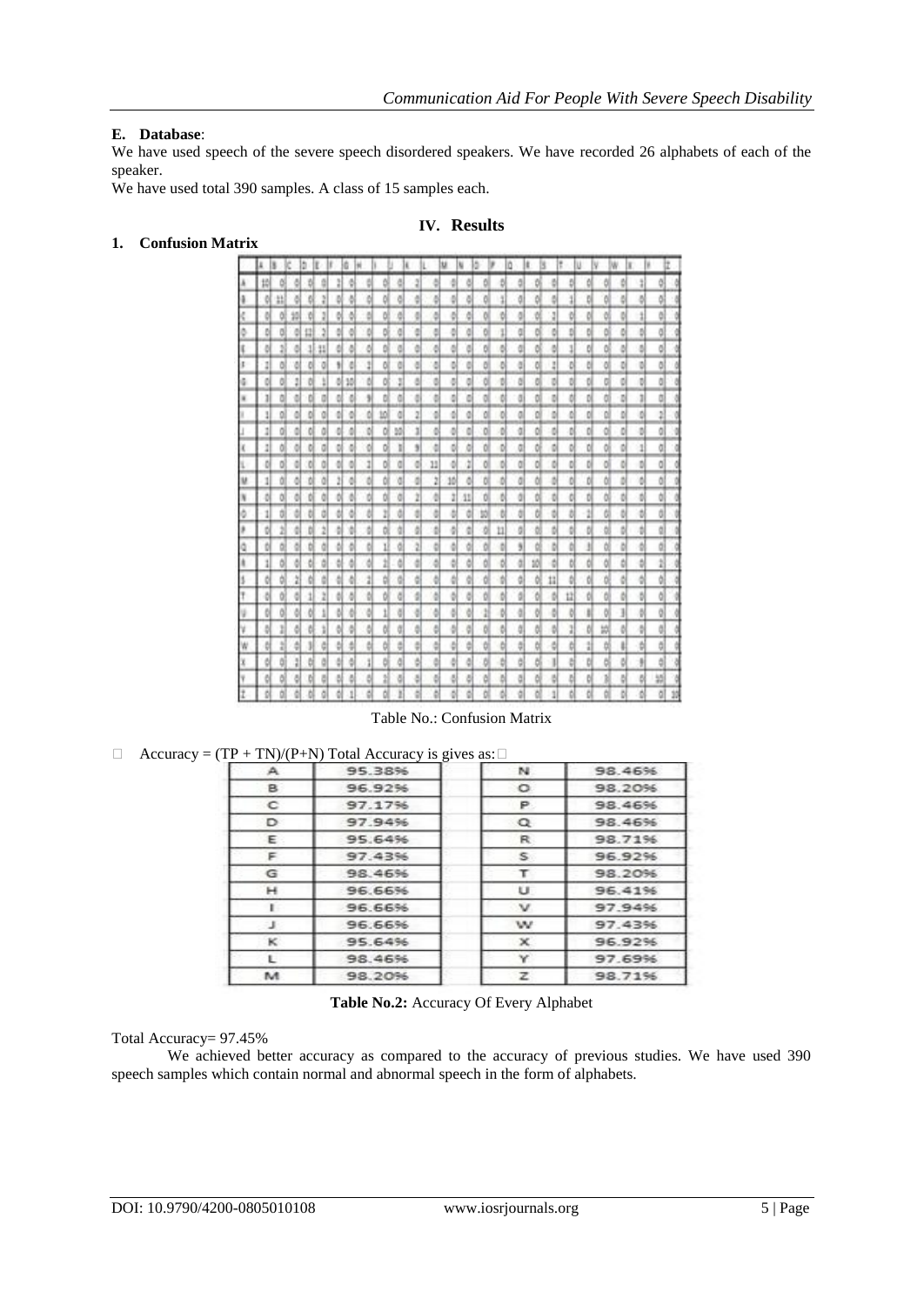**E. Database**:

We have used speech of the severe speech disordered speakers. We have recorded 26 alphabets of each of the speaker.

We have used total 390 samples. A class of 15 samples each.

## IV. Results

### 1. Confusion Matrix

| | A | B | C | D | E | F | G | H | I | J | K | L | M | N | O | P | Q | R | S | T | U | V | W | X | Y | Z |
|---|---|---|---|---|---|---|---|---|---|---|---|---|---|---|---|---|---|---|---|---|---|---|---|---|---|---|
| A | 10 | 0 | 0 | 0 | 0 | 1 | 0 | 0 | 0 | 0 | 2 | 0 | 0 | 0 | 0 | 0 | 0 | 0 | 0 | 0 | 0 | 0 | 0 | 1 | 0 | 0 |
| B | 0 | 11 | 0 | 0 | 0 | 2 | 0 | 0 | 0 | 0 | 0 | 0 | 0 | 0 | 0 | 1 | 0 | 0 | 1 | 0 | 0 | 0 | 0 | 0 | 0 | 0 |
| C | 0 | 0 | 10 | 0 | 0 | 2 | 0 | 0 | 0 | 0 | 0 | 0 | 0 | 0 | 0 | 0 | 0 | 0 | 2 | 0 | 0 | 0 | 0 | 1 | 0 | 0 |
| D | 0 | 0 | 0 | 12 | 2 | 0 | 0 | 0 | 0 | 0 | 0 | 0 | 0 | 0 | 0 | 1 | 0 | 0 | 0 | 0 | 0 | 0 | 0 | 0 | 0 | 0 |
| E | 0 | 2 | 0 | 1 | 11 | 0 | 0 | 0 | 0 | 0 | 0 | 0 | 0 | 0 | 0 | 0 | 0 | 0 | 0 | 1 | 0 | 0 | 0 | 0 | 0 | 0 |
| F | 2 | 0 | 0 | 0 | 0 | 9 | 0 | 2 | 0 | 0 | 0 | 0 | 0 | 0 | 0 | 0 | 0 | 0 | 2 | 0 | 0 | 0 | 0 | 0 | 0 | 0 |
| G | 0 | 0 | 2 | 0 | 1 | 0 | 10 | 0 | 0 | 2 | 0 | 0 | 0 | 0 | 0 | 0 | 0 | 0 | 0 | 0 | 0 | 0 | 0 | 0 | 0 | 0 |
| H | 3 | 0 | 0 | 0 | 0 | 0 | 0 | 9 | 0 | 0 | 0 | 0 | 0 | 0 | 0 | 0 | 0 | 0 | 0 | 0 | 0 | 0 | 0 | 3 | 0 | 0 |
| I | 1 | 0 | 0 | 0 | 0 | 0 | 0 | 0 | 10 | 0 | 2 | 0 | 0 | 0 | 0 | 0 | 0 | 0 | 0 | 0 | 0 | 0 | 0 | 0 | 2 | 0 |
| J | 2 | 0 | 0 | 0 | 0 | 0 | 0 | 0 | 0 | 10 | 3 | 0 | 0 | 0 | 0 | 0 | 0 | 0 | 0 | 0 | 0 | 0 | 0 | 0 | 0 | 0 |
| K | 2 | 0 | 0 | 0 | 0 | 0 | 0 | 0 | 0 | 1 | 9 | 0 | 0 | 0 | 0 | 0 | 0 | 0 | 0 | 0 | 0 | 0 | 0 | 1 | 0 | 0 |
| L | 0 | 0 | 0 | 0 | 0 | 0 | 0 | 2 | 0 | 0 | 0 | 11 | 0 | 2 | 0 | 0 | 0 | 0 | 0 | 0 | 0 | 0 | 0 | 0 | 0 | 0 |
| M | 1 | 0 | 0 | 0 | 0 | 2 | 0 | 0 | 0 | 0 | 0 | 2 | 10 | 0 | 0 | 0 | 0 | 0 | 0 | 0 | 0 | 0 | 0 | 0 | 0 | 0 |
| N | 0 | 0 | 0 | 0 | 0 | 0 | 0 | 0 | 0 | 0 | 2 | 0 | 2 | 11 | 0 | 0 | 0 | 0 | 0 | 0 | 0 | 0 | 0 | 0 | 0 | 0 |
| O | 1 | 0 | 0 | 0 | 0 | 0 | 0 | 0 | 2 | 0 | 0 | 0 | 0 | 0 | 10 | 0 | 0 | 0 | 0 | 2 | 0 | 0 | 0 | 0 | 0 | 0 |
| P | 0 | 2 | 0 | 0 | 2 | 0 | 0 | 0 | 0 | 0 | 0 | 0 | 0 | 0 | 0 | 11 | 0 | 0 | 0 | 0 | 0 | 0 | 0 | 0 | 0 | 0 |
| Q | 0 | 0 | 0 | 0 | 0 | 0 | 0 | 0 | 1 | 0 | 2 | 0 | 0 | 0 | 0 | 0 | 9 | 0 | 0 | 3 | 0 | 0 | 0 | 0 | 0 | 0 |
| R | 1 | 0 | 0 | 0 | 0 | 0 | 0 | 0 | 0 | 2 | 0 | 0 | 0 | 0 | 0 | 0 | 0 | 10 | 0 | 0 | 0 | 0 | 0 | 0 | 2 | 0 |
| S | 0 | 0 | 2 | 0 | 0 | 0 | 0 | 2 | 0 | 0 | 0 | 0 | 0 | 0 | 0 | 0 | 0 | 0 | 11 | 0 | 0 | 0 | 0 | 0 | 0 | 0 |
| T | 0 | 0 | 0 | 1 | 2 | 0 | 0 | 0 | 0 | 0 | 0 | 0 | 0 | 0 | 0 | 0 | 0 | 0 | 0 | 12 | 0 | 0 | 0 | 0 | 0 | 0 |
| U | 0 | 0 | 0 | 0 | 1 | 0 | 0 | 0 | 1 | 0 | 0 | 0 | 0 | 0 | 2 | 0 | 0 | 0 | 0 | 0 | 8 | 0 | 3 | 0 | 0 | 0 |
| V | 0 | 2 | 0 | 0 | 1 | 0 | 0 | 0 | 0 | 0 | 0 | 0 | 0 | 0 | 0 | 0 | 0 | 0 | 0 | 2 | 0 | 10 | 0 | 0 | 0 | 0 |
| W | 0 | 2 | 0 | 3 | 0 | 0 | 0 | 0 | 0 | 0 | 0 | 0 | 0 | 0 | 0 | 0 | 0 | 0 | 0 | 0 | 2 | 0 | 8 | 0 | 0 | 0 |
| X | 0 | 0 | 2 | 0 | 0 | 0 | 0 | 1 | 0 | 0 | 0 | 0 | 0 | 0 | 0 | 0 | 0 | 0 | 3 | 0 | 0 | 0 | 0 | 9 | 0 | 0 |
| Y | 0 | 0 | 0 | 0 | 0 | 0 | 0 | 0 | 2 | 0 | 0 | 0 | 0 | 0 | 0 | 0 | 0 | 0 | 0 | 0 | 0 | 3 | 0 | 0 | 10 | 0 |
| Z | 0 | 0 | 0 | 0 | 0 | 0 | 1 | 0 | 0 | 3 | 0 | 0 | 0 | 0 | 0 | 0 | 0 | 0 | 1 | 0 | 0 | 0 | 0 | 0 | 0 | 10 |

Table No.: Confusion Matrix

- Accuracy = (TP + TN)/(P+N) Total Accuracy is gives as:

| | | | | |
|---|---|---|---|---|
| A | 95.38% | | N | 98.46% |
| B | 96.92% | | O | 98.20% |
| C | 97.17% | | P | 98.46% |
| D | 97.94% | | Q | 98.46% |
| E | 95.64% | | R | 98.71% |
| F | 97.43% | | S | 96.92% |
| G | 98.46% | | T | 98.20% |
| H | 96.66% | | U | 96.41% |
| I | 96.66% | | V | 97.94% |
| J | 96.66% | | W | 97.43% |
| K | 95.64% | | X | 96.92% |
| L | 98.46% | | Y | 97.69% |
| M | 98.20% | | Z | 98.71% |

**Table No.2:** Accuracy Of Every Alphabet

Total Accuracy= 97.45%

We achieved better accuracy as compared to the accuracy of previous studies. We have used 390 speech samples which contain normal and abnormal speech in the form of alphabets.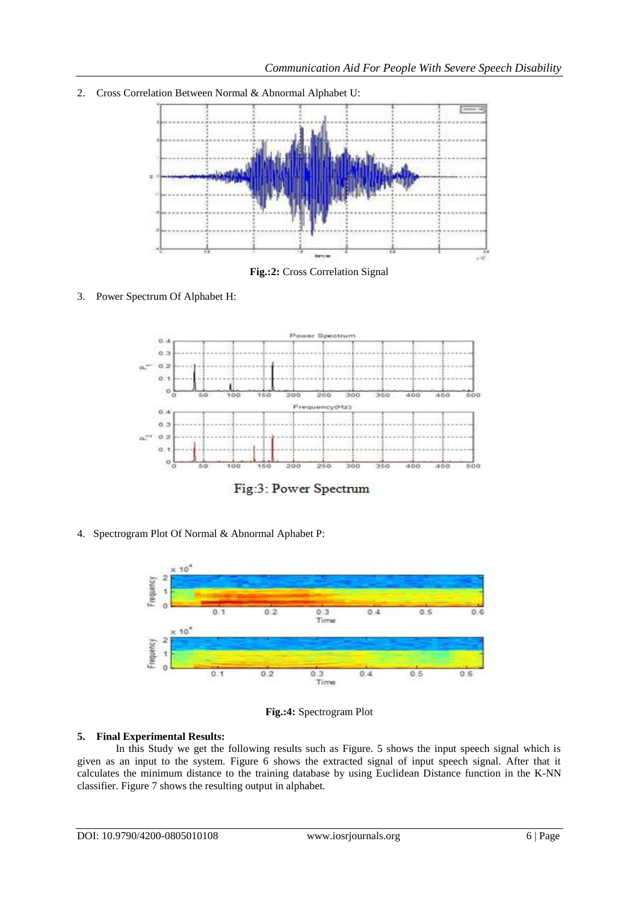2. Cross Correlation Between Normal & Abnormal Alphabet U:

**Fig.:2:** Cross Correlation Signal

3. Power Spectrum Of Alphabet H:

Fig:3: Power Spectrum

4. Spectrogram Plot Of Normal & Abnormal Aphabet P:

**Fig.:4:** Spectrogram Plot

**5. Final Experimental Results:**

In this Study we get the following results such as Figure. 5 shows the input speech signal which is given as an input to the system. Figure 6 shows the extracted signal of input speech signal. After that it calculates the minimum distance to the training database by using Euclidean Distance function in the K-NN classifier. Figure 7 shows the resulting output in alphabet.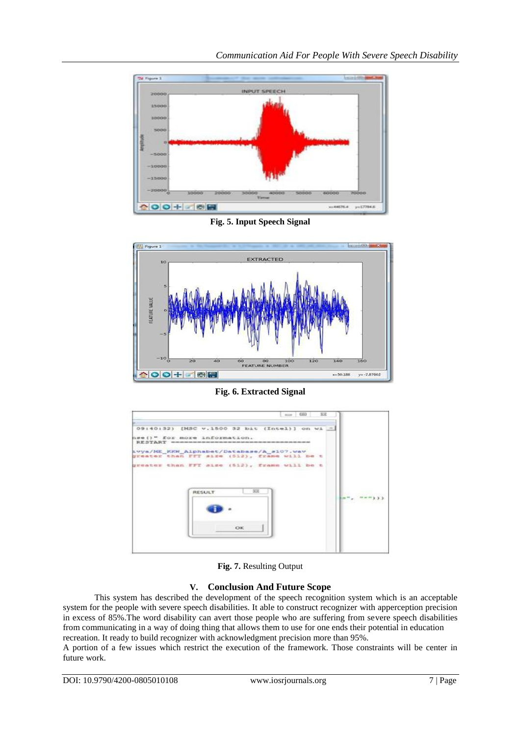Fig. 5. **Input Speech Signal**

Fig. 6. **Extracted Signal**

**Fig. 7.** Resulting Output

## V. Conclusion And Future Scope

This system has described the development of the speech recognition system which is an acceptable system for the people with severe speech disabilities. It able to construct recognizer with apperception precision in excess of 85%.The word disability can avert those people who are suffering from severe speech disabilities from communicating in a way of doing thing that allows them to use for one ends their potential in education recreation. It ready to build recognizer with acknowledgment precision more than 95%.

A portion of a few issues which restrict the execution of the framework. Those constraints will be center in future work.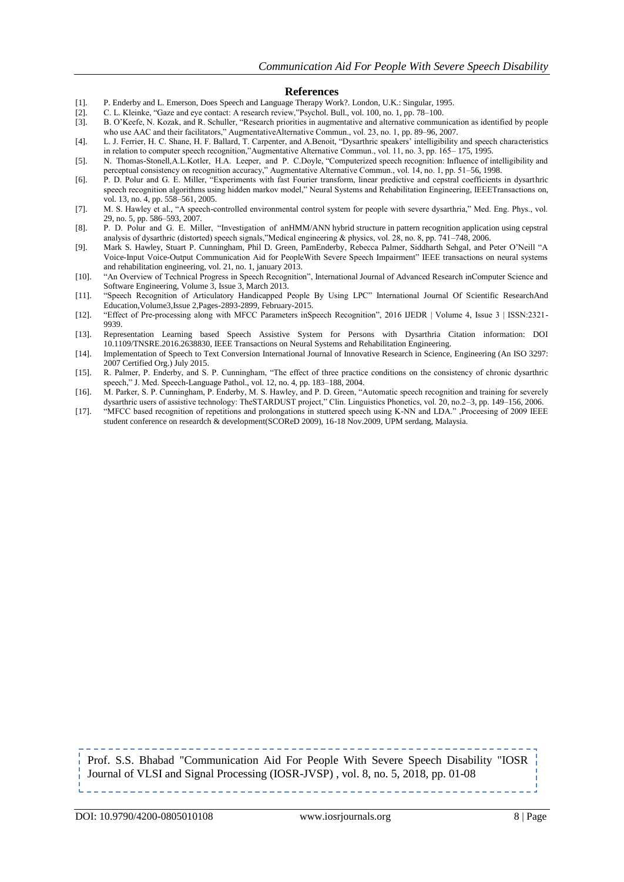## References

[1]. P. Enderby and L. Emerson, Does Speech and Language Therapy Work?. London, U.K.: Singular, 1995.

[2]. C. L. Kleinke, "Gaze and eye contact: A research review,"Psychol. Bull., vol. 100, no. 1, pp. 78–100.

[3]. B. O'Keefe, N. Kozak, and R. Schuller, "Research priorities in augmentative and alternative communication as identified by people who use AAC and their facilitators," AugmentativeAlternative Commun., vol. 23, no. 1, pp. 89–96, 2007.

[4]. L. J. Ferrier, H. C. Shane, H. F. Ballard, T. Carpenter, and A.Benoit, "Dysarthric speakers' intelligibility and speech characteristics in relation to computer speech recognition,"Augmentative Alternative Commun., vol. 11, no. 3, pp. 165– 175, 1995.

[5]. N. Thomas-Stonell,A.L.Kotler, H.A. Leeper, and P. C.Doyle, "Computerized speech recognition: Influence of intelligibility and perceptual consistency on recognition accuracy," Augmentative Alternative Commun., vol. 14, no. 1, pp. 51–56, 1998.

[6]. P. D. Polur and G. E. Miller, "Experiments with fast Fourier transform, linear predictive and cepstral coefficients in dysarthric speech recognition algorithms using hidden markov model," Neural Systems and Rehabilitation Engineering, IEEETransactions on, vol. 13, no. 4, pp. 558–561, 2005.

[7]. M. S. Hawley et al., "A speech-controlled environmental control system for people with severe dysarthria," Med. Eng. Phys., vol. 29, no. 5, pp. 586–593, 2007.

[8]. P. D. Polur and G. E. Miller, "Investigation of anHMM/ANN hybrid structure in pattern recognition application using cepstral analysis of dysarthric (distorted) speech signals,"Medical engineering & physics, vol. 28, no. 8, pp. 741–748, 2006.

[9]. Mark S. Hawley, Stuart P. Cunningham, Phil D. Green, PamEnderby, Rebecca Palmer, Siddharth Sehgal, and Peter O'Neill "A Voice-Input Voice-Output Communication Aid for PeopleWith Severe Speech Impairment" IEEE transactions on neural systems and rehabilitation engineering, vol. 21, no. 1, january 2013.

[10]. "An Overview of Technical Progress in Speech Recognition", International Journal of Advanced Research inComputer Science and Software Engineering, Volume 3, Issue 3, March 2013.

[11]. "Speech Recognition of Articulatory Handicapped People By Using LPC" International Journal Of Scientific ResearchAnd Education,Volume3,Issue 2,Pages-2893-2899, February-2015.

[12]. "Effect of Pre-processing along with MFCC Parameters inSpeech Recognition", 2016 IJEDR | Volume 4, Issue 3 | ISSN:2321-9939.

[13]. Representation Learning based Speech Assistive System for Persons with Dysarthria Citation information: DOI 10.1109/TNSRE.2016.2638830, IEEE Transactions on Neural Systems and Rehabilitation Engineering.

[14]. Implementation of Speech to Text Conversion International Journal of Innovative Research in Science, Engineering (An ISO 3297: 2007 Certified Org.) July 2015.

[15]. R. Palmer, P. Enderby, and S. P. Cunningham, "The effect of three practice conditions on the consistency of chronic dysarthric speech," J. Med. Speech-Language Pathol., vol. 12, no. 4, pp. 183–188, 2004.

[16]. M. Parker, S. P. Cunningham, P. Enderby, M. S. Hawley, and P. D. Green, "Automatic speech recognition and training for severely dysarthric users of assistive technology: TheSTARDUST project," Clin. Linguistics Phonetics, vol. 20, no.2–3, pp. 149–156, 2006.

[17]. "MFCC based recognition of repetitions and prolongations in stuttered speech using K-NN and LDA." ,Proceesing of 2009 IEEE student conference on researdch & development(SCOReD 2009), 16-18 Nov.2009, UPM serdang, Malaysia.

Prof. S.S. Bhabad "Communication Aid For People With Severe Speech Disability "IOSR Journal of VLSI and Signal Processing (IOSR-JVSP) , vol. 8, no. 5, 2018, pp. 01-08